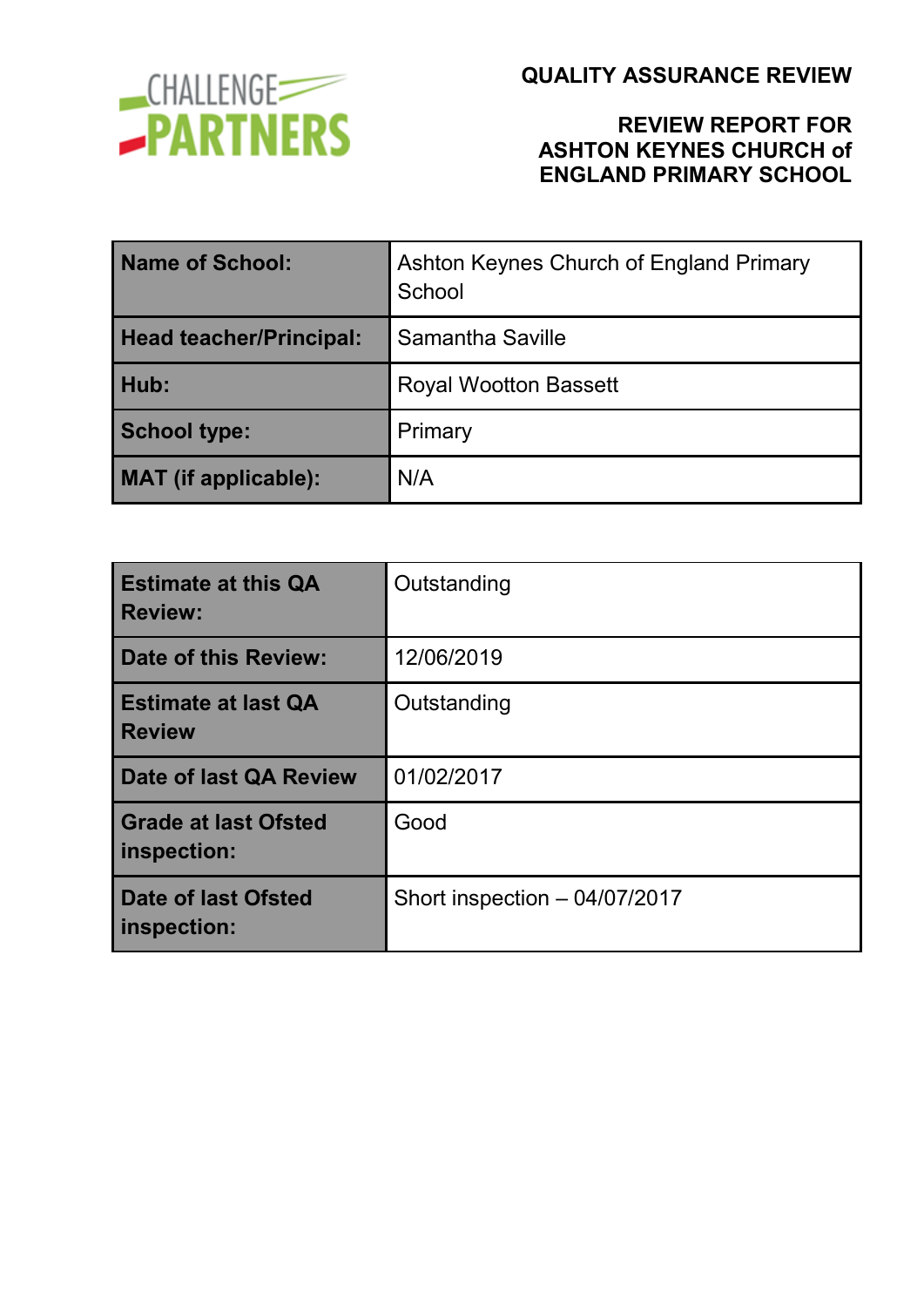CHALLENGE PARTNERS

# QUALITY ASSURANCE REVIEW

## REVIEW REPORT FOR ASHTON KEYNES CHURCH of ENGLAND PRIMARY SCHOOL

| | |
|---|---|
| **Name of School:** | Ashton Keynes Church of England Primary School |
| **Head teacher/Principal:** | Samantha Saville |
| **Hub:** | Royal Wootton Bassett |
| **School type:** | Primary |
| **MAT (if applicable):** | N/A |

| | |
|---|---|
| **Estimate at this QA Review:** | Outstanding |
| **Date of this Review:** | 12/06/2019 |
| **Estimate at last QA Review** | Outstanding |
| **Date of last QA Review** | 01/02/2017 |
| **Grade at last Ofsted inspection:** | Good |
| **Date of last Ofsted inspection:** | Short inspection – 04/07/2017 |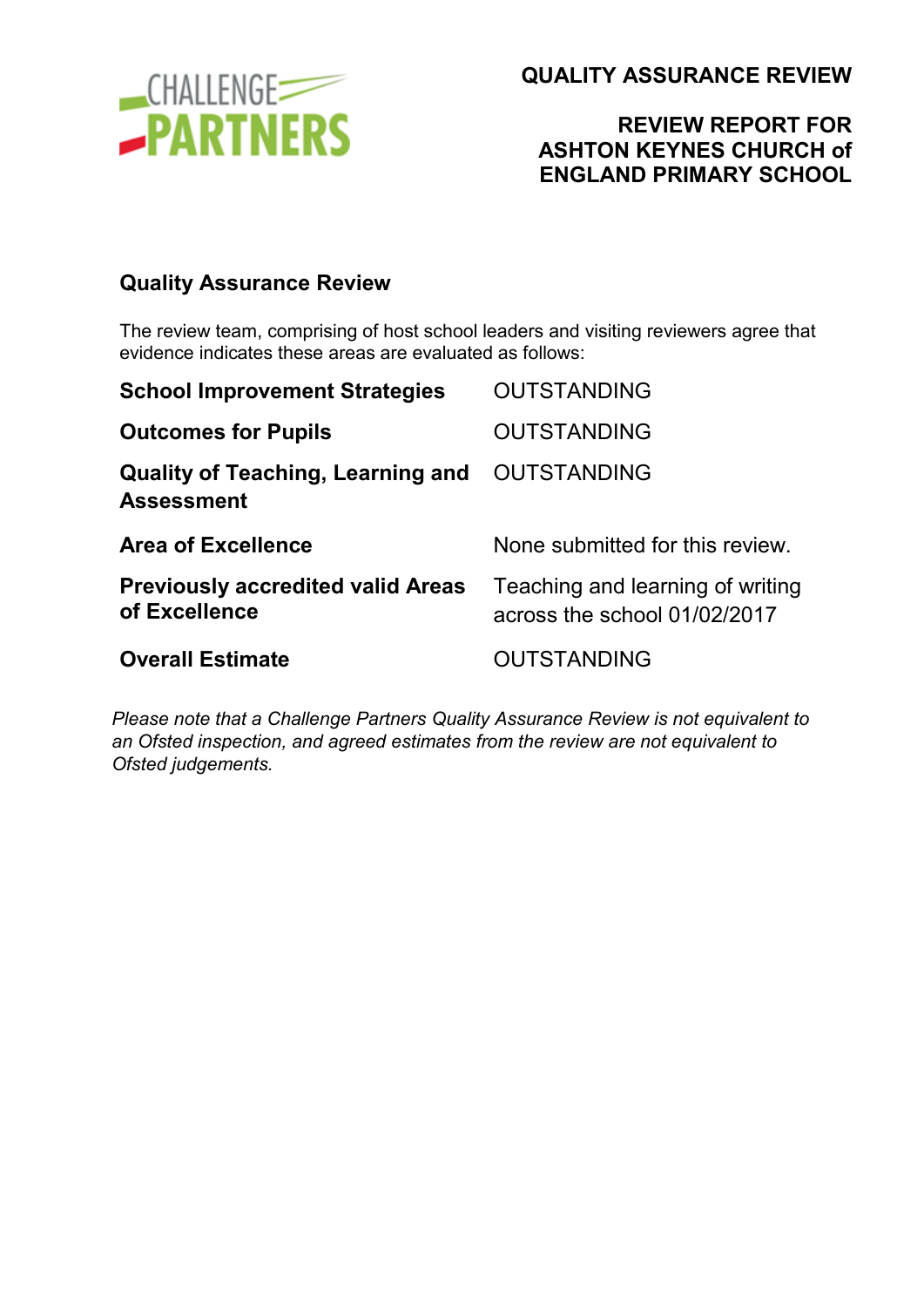# QUALITY ASSURANCE REVIEW

## REVIEW REPORT FOR ASHTON KEYNES CHURCH of ENGLAND PRIMARY SCHOOL

### Quality Assurance Review

The review team, comprising of host school leaders and visiting reviewers agree that evidence indicates these areas are evaluated as follows:

| | |
|---|---|
| **School Improvement Strategies** | OUTSTANDING |
| **Outcomes for Pupils** | OUTSTANDING |
| **Quality of Teaching, Learning and Assessment** | OUTSTANDING |
| **Area of Excellence** | None submitted for this review. |
| **Previously accredited valid Areas of Excellence** | Teaching and learning of writing across the school 01/02/2017 |
| **Overall Estimate** | OUTSTANDING |

*Please note that a Challenge Partners Quality Assurance Review is not equivalent to an Ofsted inspection, and agreed estimates from the review are not equivalent to Ofsted judgements.*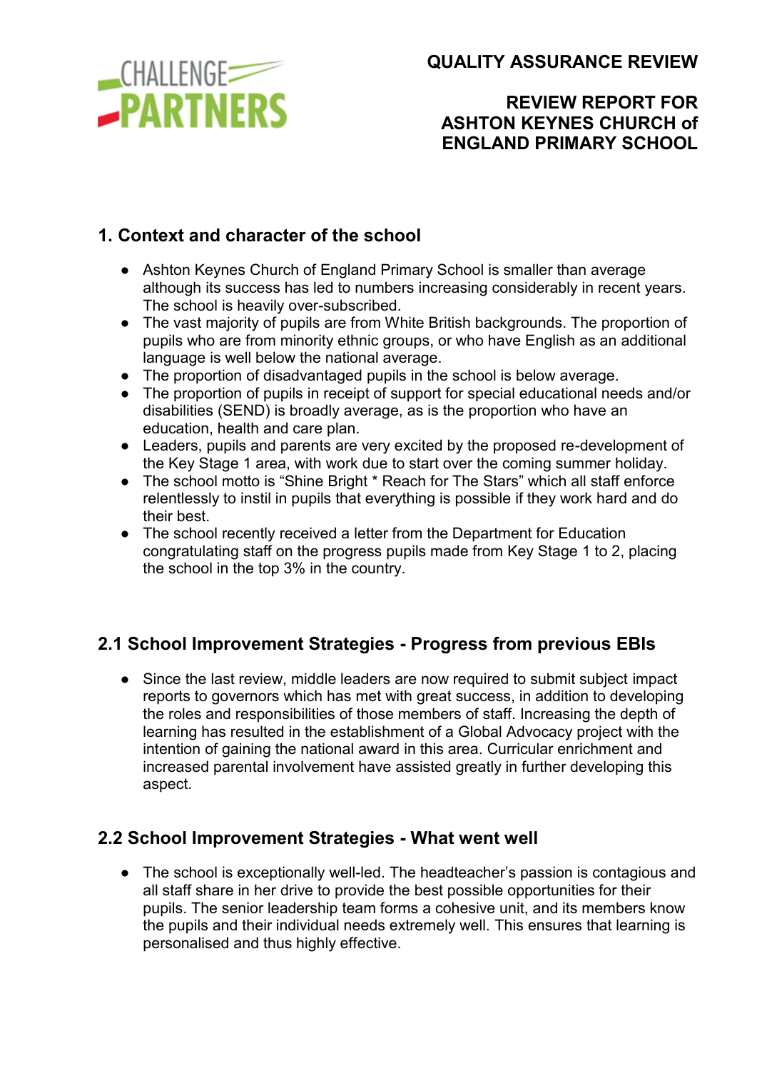# QUALITY ASSURANCE REVIEW

## REVIEW REPORT FOR ASHTON KEYNES CHURCH of ENGLAND PRIMARY SCHOOL

## 1. Context and character of the school

- Ashton Keynes Church of England Primary School is smaller than average although its success has led to numbers increasing considerably in recent years. The school is heavily over-subscribed.
- The vast majority of pupils are from White British backgrounds. The proportion of pupils who are from minority ethnic groups, or who have English as an additional language is well below the national average.
- The proportion of disadvantaged pupils in the school is below average.
- The proportion of pupils in receipt of support for special educational needs and/or disabilities (SEND) is broadly average, as is the proportion who have an education, health and care plan.
- Leaders, pupils and parents are very excited by the proposed re-development of the Key Stage 1 area, with work due to start over the coming summer holiday.
- The school motto is "Shine Bright * Reach for The Stars" which all staff enforce relentlessly to instil in pupils that everything is possible if they work hard and do their best.
- The school recently received a letter from the Department for Education congratulating staff on the progress pupils made from Key Stage 1 to 2, placing the school in the top 3% in the country.

## 2.1 School Improvement Strategies - Progress from previous EBIs

- Since the last review, middle leaders are now required to submit subject impact reports to governors which has met with great success, in addition to developing the roles and responsibilities of those members of staff. Increasing the depth of learning has resulted in the establishment of a Global Advocacy project with the intention of gaining the national award in this area. Curricular enrichment and increased parental involvement have assisted greatly in further developing this aspect.

## 2.2 School Improvement Strategies - What went well

- The school is exceptionally well-led. The headteacher's passion is contagious and all staff share in her drive to provide the best possible opportunities for their pupils. The senior leadership team forms a cohesive unit, and its members know the pupils and their individual needs extremely well. This ensures that learning is personalised and thus highly effective.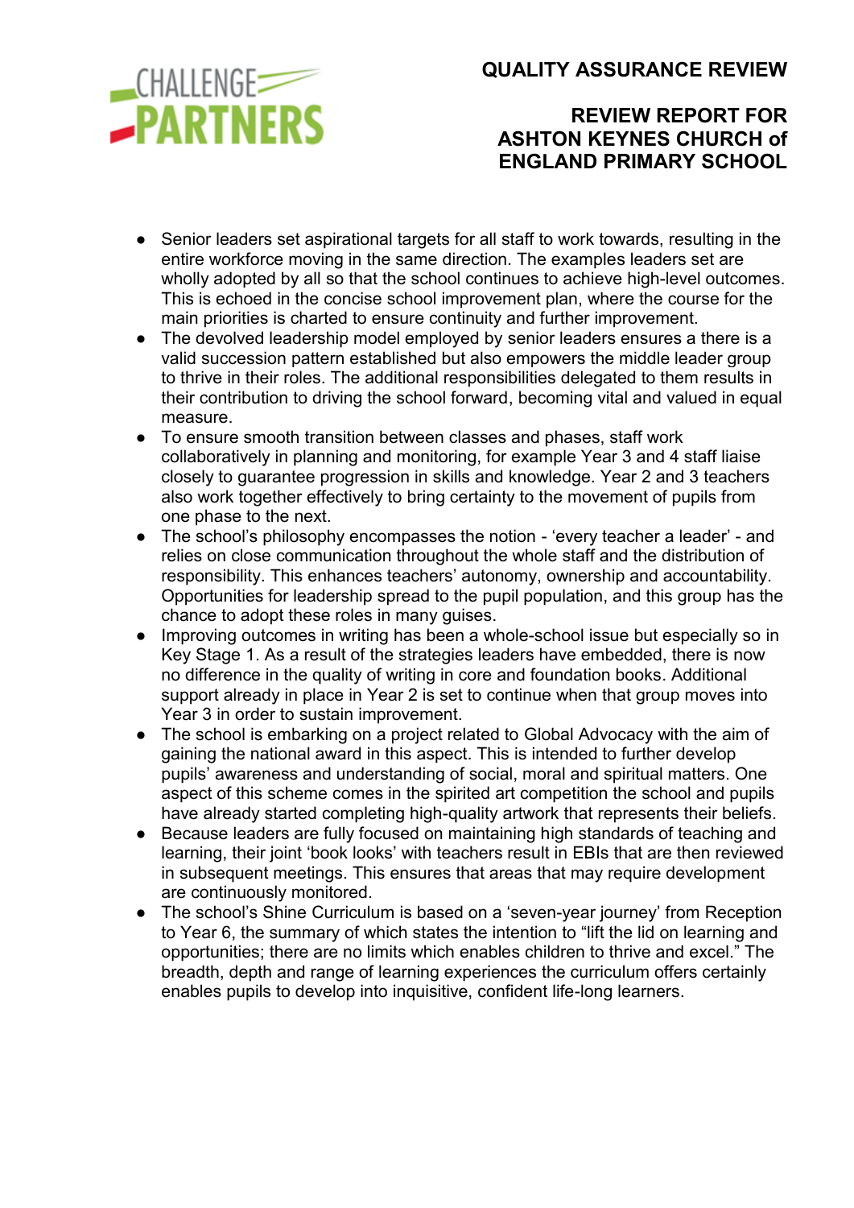- Senior leaders set aspirational targets for all staff to work towards, resulting in the entire workforce moving in the same direction. The examples leaders set are wholly adopted by all so that the school continues to achieve high-level outcomes. This is echoed in the concise school improvement plan, where the course for the main priorities is charted to ensure continuity and further improvement.
- The devolved leadership model employed by senior leaders ensures a there is a valid succession pattern established but also empowers the middle leader group to thrive in their roles. The additional responsibilities delegated to them results in their contribution to driving the school forward, becoming vital and valued in equal measure.
- To ensure smooth transition between classes and phases, staff work collaboratively in planning and monitoring, for example Year 3 and 4 staff liaise closely to guarantee progression in skills and knowledge. Year 2 and 3 teachers also work together effectively to bring certainty to the movement of pupils from one phase to the next.
- The school's philosophy encompasses the notion - 'every teacher a leader' - and relies on close communication throughout the whole staff and the distribution of responsibility. This enhances teachers' autonomy, ownership and accountability. Opportunities for leadership spread to the pupil population, and this group has the chance to adopt these roles in many guises.
- Improving outcomes in writing has been a whole-school issue but especially so in Key Stage 1. As a result of the strategies leaders have embedded, there is now no difference in the quality of writing in core and foundation books. Additional support already in place in Year 2 is set to continue when that group moves into Year 3 in order to sustain improvement.
- The school is embarking on a project related to Global Advocacy with the aim of gaining the national award in this aspect. This is intended to further develop pupils' awareness and understanding of social, moral and spiritual matters. One aspect of this scheme comes in the spirited art competition the school and pupils have already started completing high-quality artwork that represents their beliefs.
- Because leaders are fully focused on maintaining high standards of teaching and learning, their joint 'book looks' with teachers result in EBIs that are then reviewed in subsequent meetings. This ensures that areas that may require development are continuously monitored.
- The school's Shine Curriculum is based on a 'seven-year journey' from Reception to Year 6, the summary of which states the intention to "lift the lid on learning and opportunities; there are no limits which enables children to thrive and excel." The breadth, depth and range of learning experiences the curriculum offers certainly enables pupils to develop into inquisitive, confident life-long learners.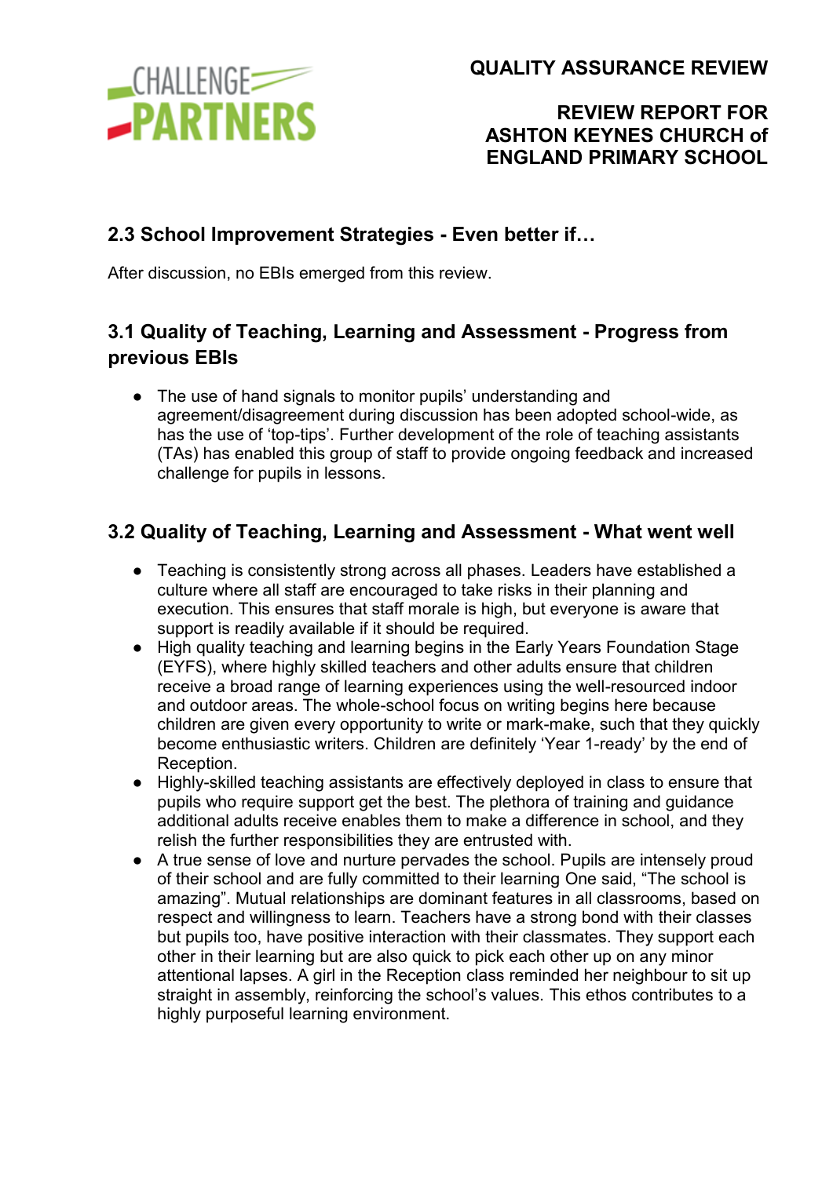## 2.3 School Improvement Strategies - Even better if…

After discussion, no EBIs emerged from this review.

## 3.1 Quality of Teaching, Learning and Assessment - Progress from previous EBIs

- The use of hand signals to monitor pupils' understanding and agreement/disagreement during discussion has been adopted school-wide, as has the use of 'top-tips'. Further development of the role of teaching assistants (TAs) has enabled this group of staff to provide ongoing feedback and increased challenge for pupils in lessons.

## 3.2 Quality of Teaching, Learning and Assessment - What went well

- Teaching is consistently strong across all phases. Leaders have established a culture where all staff are encouraged to take risks in their planning and execution. This ensures that staff morale is high, but everyone is aware that support is readily available if it should be required.
- High quality teaching and learning begins in the Early Years Foundation Stage (EYFS), where highly skilled teachers and other adults ensure that children receive a broad range of learning experiences using the well-resourced indoor and outdoor areas. The whole-school focus on writing begins here because children are given every opportunity to write or mark-make, such that they quickly become enthusiastic writers. Children are definitely 'Year 1-ready' by the end of Reception.
- Highly-skilled teaching assistants are effectively deployed in class to ensure that pupils who require support get the best. The plethora of training and guidance additional adults receive enables them to make a difference in school, and they relish the further responsibilities they are entrusted with.
- A true sense of love and nurture pervades the school. Pupils are intensely proud of their school and are fully committed to their learning One said, "The school is amazing". Mutual relationships are dominant features in all classrooms, based on respect and willingness to learn. Teachers have a strong bond with their classes but pupils too, have positive interaction with their classmates. They support each other in their learning but are also quick to pick each other up on any minor attentional lapses. A girl in the Reception class reminded her neighbour to sit up straight in assembly, reinforcing the school's values. This ethos contributes to a highly purposeful learning environment.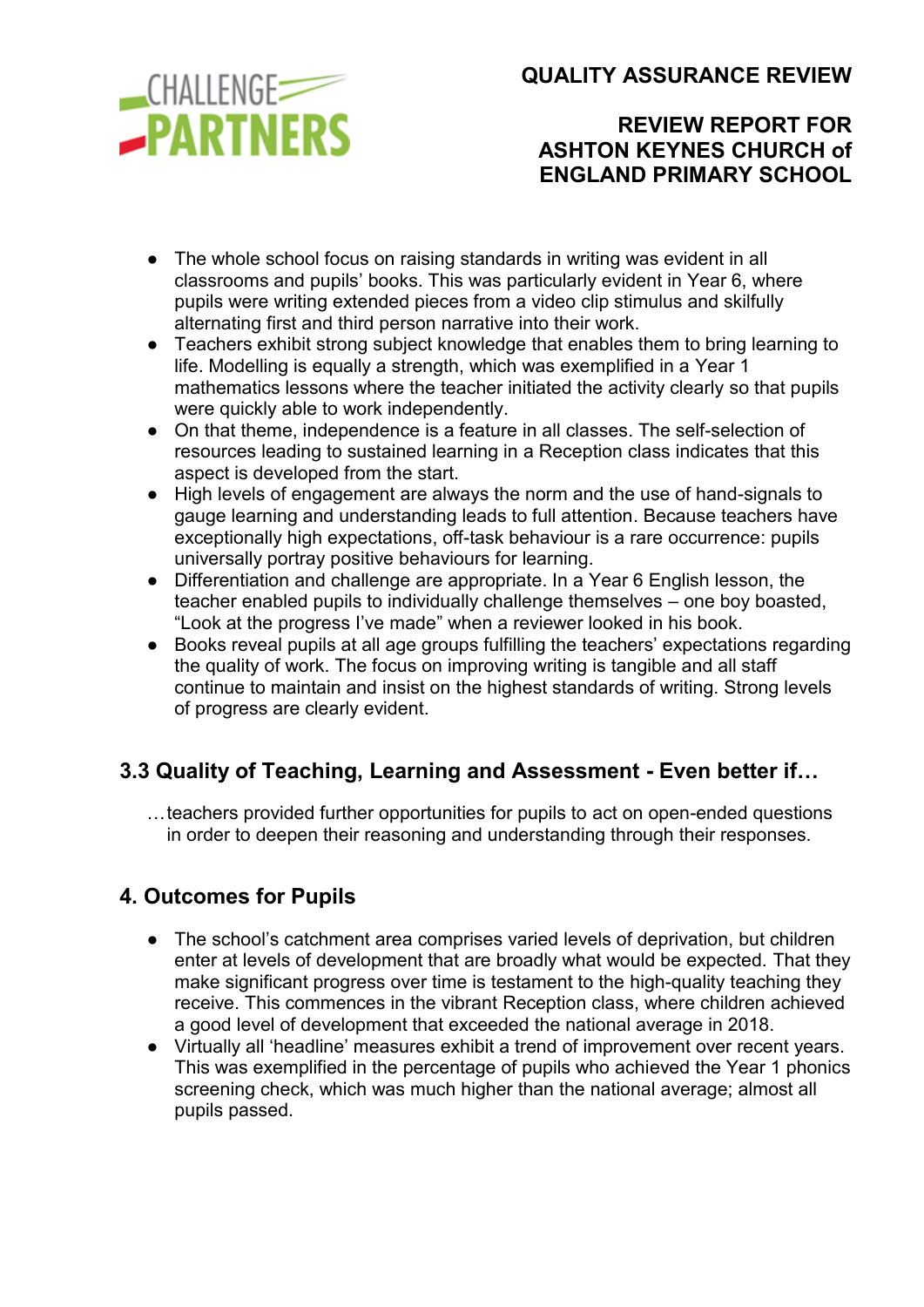- The whole school focus on raising standards in writing was evident in all classrooms and pupils' books. This was particularly evident in Year 6, where pupils were writing extended pieces from a video clip stimulus and skilfully alternating first and third person narrative into their work.
- Teachers exhibit strong subject knowledge that enables them to bring learning to life. Modelling is equally a strength, which was exemplified in a Year 1 mathematics lessons where the teacher initiated the activity clearly so that pupils were quickly able to work independently.
- On that theme, independence is a feature in all classes. The self-selection of resources leading to sustained learning in a Reception class indicates that this aspect is developed from the start.
- High levels of engagement are always the norm and the use of hand-signals to gauge learning and understanding leads to full attention. Because teachers have exceptionally high expectations, off-task behaviour is a rare occurrence: pupils universally portray positive behaviours for learning.
- Differentiation and challenge are appropriate. In a Year 6 English lesson, the teacher enabled pupils to individually challenge themselves – one boy boasted, "Look at the progress I've made" when a reviewer looked in his book.
- Books reveal pupils at all age groups fulfilling the teachers' expectations regarding the quality of work. The focus on improving writing is tangible and all staff continue to maintain and insist on the highest standards of writing. Strong levels of progress are clearly evident.

## 3.3 Quality of Teaching, Learning and Assessment - Even better if…

…teachers provided further opportunities for pupils to act on open-ended questions in order to deepen their reasoning and understanding through their responses.

## 4. Outcomes for Pupils

- The school's catchment area comprises varied levels of deprivation, but children enter at levels of development that are broadly what would be expected. That they make significant progress over time is testament to the high-quality teaching they receive. This commences in the vibrant Reception class, where children achieved a good level of development that exceeded the national average in 2018.
- Virtually all 'headline' measures exhibit a trend of improvement over recent years. This was exemplified in the percentage of pupils who achieved the Year 1 phonics screening check, which was much higher than the national average; almost all pupils passed.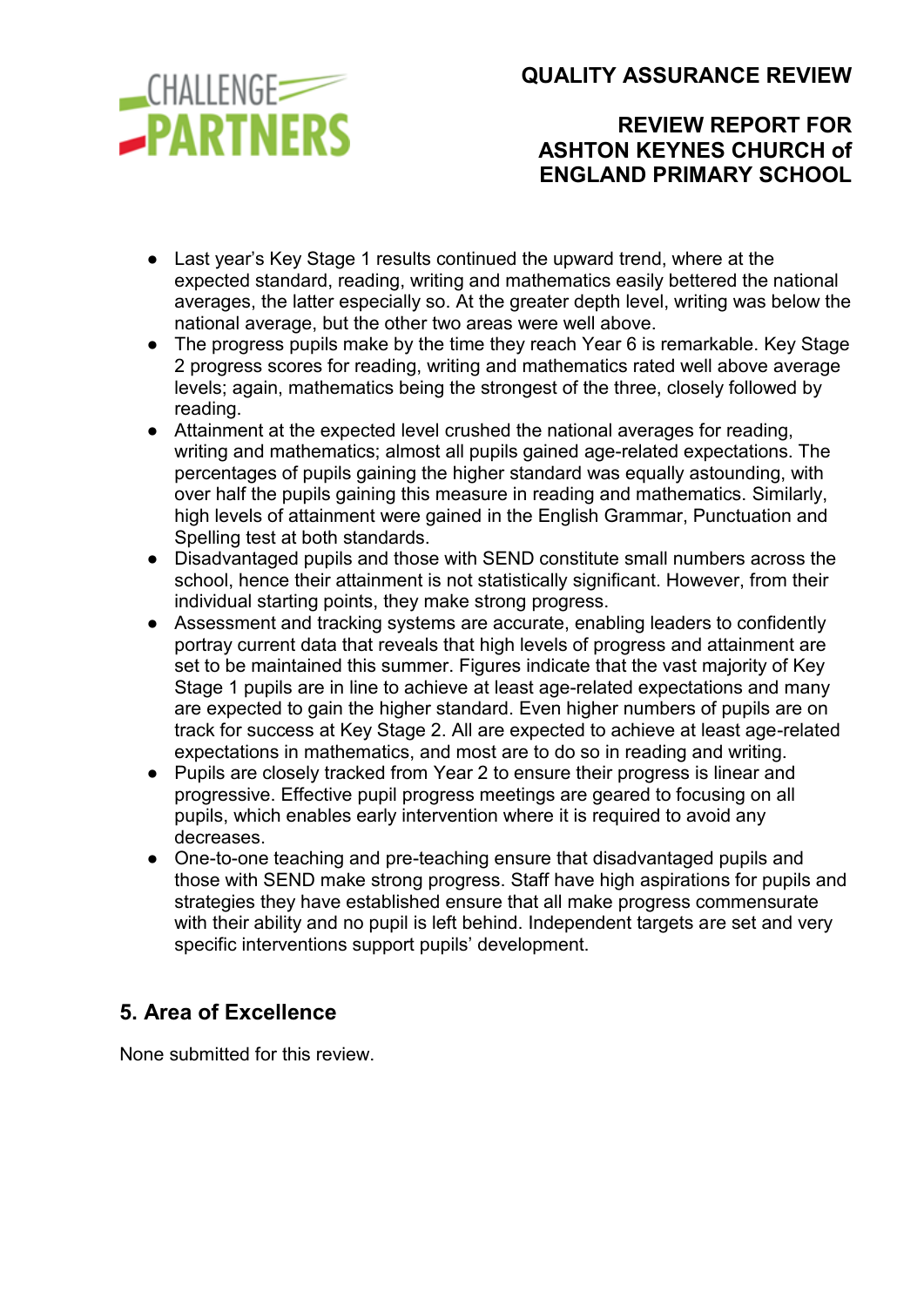- Last year's Key Stage 1 results continued the upward trend, where at the expected standard, reading, writing and mathematics easily bettered the national averages, the latter especially so. At the greater depth level, writing was below the national average, but the other two areas were well above.
- The progress pupils make by the time they reach Year 6 is remarkable. Key Stage 2 progress scores for reading, writing and mathematics rated well above average levels; again, mathematics being the strongest of the three, closely followed by reading.
- Attainment at the expected level crushed the national averages for reading, writing and mathematics; almost all pupils gained age-related expectations. The percentages of pupils gaining the higher standard was equally astounding, with over half the pupils gaining this measure in reading and mathematics. Similarly, high levels of attainment were gained in the English Grammar, Punctuation and Spelling test at both standards.
- Disadvantaged pupils and those with SEND constitute small numbers across the school, hence their attainment is not statistically significant. However, from their individual starting points, they make strong progress.
- Assessment and tracking systems are accurate, enabling leaders to confidently portray current data that reveals that high levels of progress and attainment are set to be maintained this summer. Figures indicate that the vast majority of Key Stage 1 pupils are in line to achieve at least age-related expectations and many are expected to gain the higher standard. Even higher numbers of pupils are on track for success at Key Stage 2. All are expected to achieve at least age-related expectations in mathematics, and most are to do so in reading and writing.
- Pupils are closely tracked from Year 2 to ensure their progress is linear and progressive. Effective pupil progress meetings are geared to focusing on all pupils, which enables early intervention where it is required to avoid any decreases.
- One-to-one teaching and pre-teaching ensure that disadvantaged pupils and those with SEND make strong progress. Staff have high aspirations for pupils and strategies they have established ensure that all make progress commensurate with their ability and no pupil is left behind. Independent targets are set and very specific interventions support pupils' development.

## 5. Area of Excellence

None submitted for this review.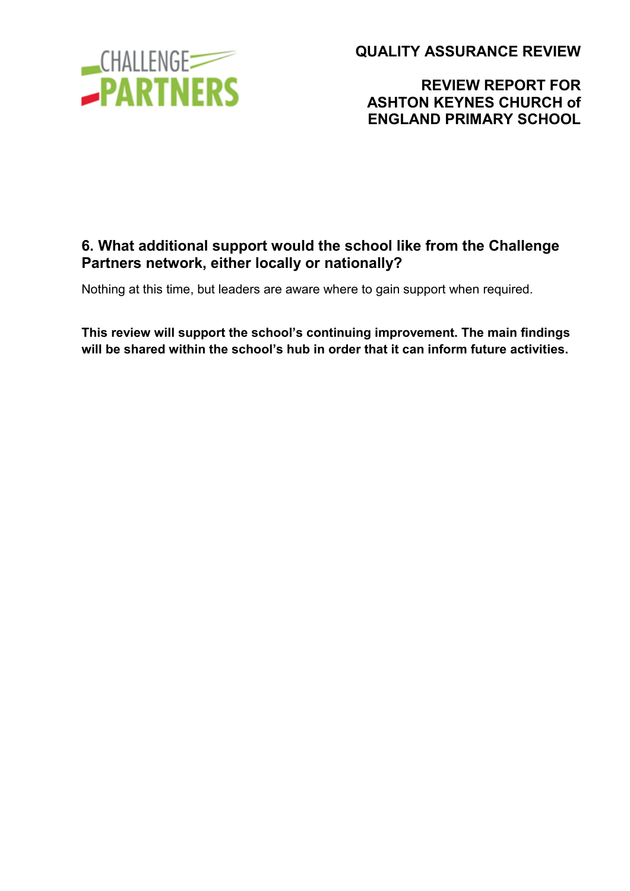### 6. What additional support would the school like from the Challenge Partners network, either locally or nationally?

Nothing at this time, but leaders are aware where to gain support when required.

**This review will support the school's continuing improvement. The main findings will be shared within the school's hub in order that it can inform future activities.**